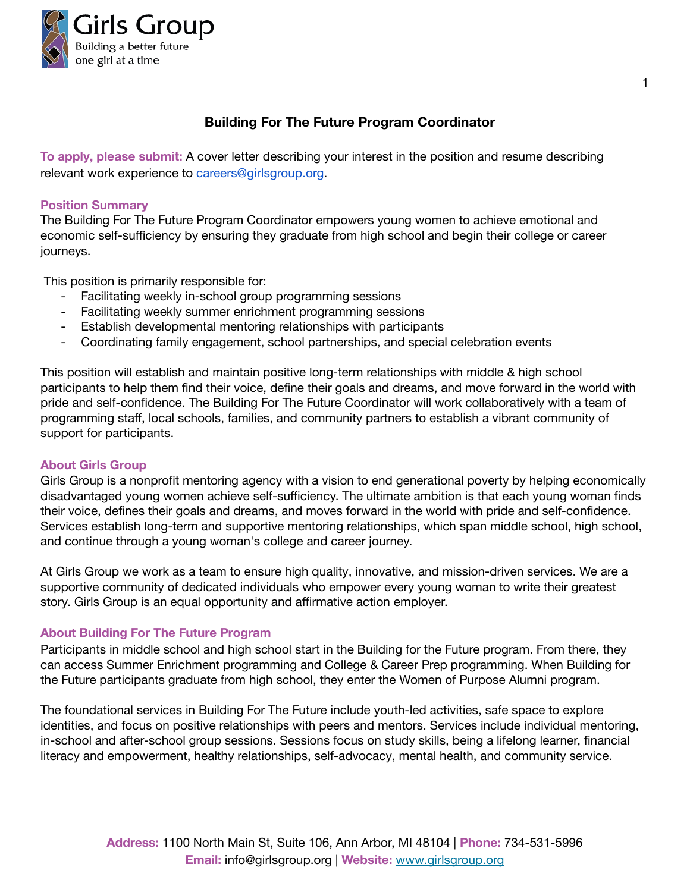Girls Group
Building a better future
one girl at a time

# Building For The Future Program Coordinator

**To apply, please submit:** A cover letter describing your interest in the position and resume describing relevant work experience to careers@girlsgroup.org.

## Position Summary

The Building For The Future Program Coordinator empowers young women to achieve emotional and economic self-sufficiency by ensuring they graduate from high school and begin their college or career journeys.

This position is primarily responsible for:

- Facilitating weekly in-school group programming sessions
- Facilitating weekly summer enrichment programming sessions
- Establish developmental mentoring relationships with participants
- Coordinating family engagement, school partnerships, and special celebration events

This position will establish and maintain positive long-term relationships with middle & high school participants to help them find their voice, define their goals and dreams, and move forward in the world with pride and self-confidence. The Building For The Future Coordinator will work collaboratively with a team of programming staff, local schools, families, and community partners to establish a vibrant community of support for participants.

## About Girls Group

Girls Group is a nonprofit mentoring agency with a vision to end generational poverty by helping economically disadvantaged young women achieve self-sufficiency. The ultimate ambition is that each young woman finds their voice, defines their goals and dreams, and moves forward in the world with pride and self-confidence. Services establish long-term and supportive mentoring relationships, which span middle school, high school, and continue through a young woman's college and career journey.

At Girls Group we work as a team to ensure high quality, innovative, and mission-driven services. We are a supportive community of dedicated individuals who empower every young woman to write their greatest story. Girls Group is an equal opportunity and affirmative action employer.

## About Building For The Future Program

Participants in middle school and high school start in the Building for the Future program. From there, they can access Summer Enrichment programming and College & Career Prep programming. When Building for the Future participants graduate from high school, they enter the Women of Purpose Alumni program.

The foundational services in Building For The Future include youth-led activities, safe space to explore identities, and focus on positive relationships with peers and mentors. Services include individual mentoring, in-school and after-school group sessions. Sessions focus on study skills, being a lifelong learner, financial literacy and empowerment, healthy relationships, self-advocacy, mental health, and community service.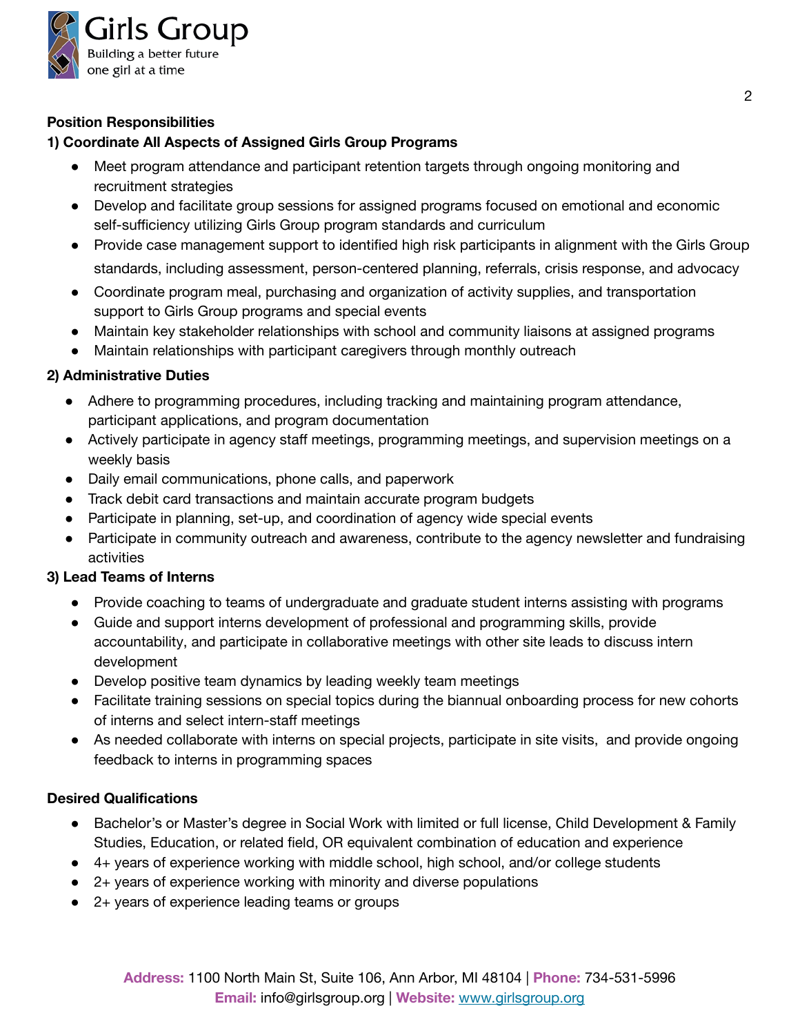## Position Responsibilities

### 1) Coordinate All Aspects of Assigned Girls Group Programs

- Meet program attendance and participant retention targets through ongoing monitoring and recruitment strategies
- Develop and facilitate group sessions for assigned programs focused on emotional and economic self-sufficiency utilizing Girls Group program standards and curriculum
- Provide case management support to identified high risk participants in alignment with the Girls Group standards, including assessment, person-centered planning, referrals, crisis response, and advocacy
- Coordinate program meal, purchasing and organization of activity supplies, and transportation support to Girls Group programs and special events
- Maintain key stakeholder relationships with school and community liaisons at assigned programs
- Maintain relationships with participant caregivers through monthly outreach

### 2) Administrative Duties

- Adhere to programming procedures, including tracking and maintaining program attendance, participant applications, and program documentation
- Actively participate in agency staff meetings, programming meetings, and supervision meetings on a weekly basis
- Daily email communications, phone calls, and paperwork
- Track debit card transactions and maintain accurate program budgets
- Participate in planning, set-up, and coordination of agency wide special events
- Participate in community outreach and awareness, contribute to the agency newsletter and fundraising activities

### 3) Lead Teams of Interns

- Provide coaching to teams of undergraduate and graduate student interns assisting with programs
- Guide and support interns development of professional and programming skills, provide accountability, and participate in collaborative meetings with other site leads to discuss intern development
- Develop positive team dynamics by leading weekly team meetings
- Facilitate training sessions on special topics during the biannual onboarding process for new cohorts of interns and select intern-staff meetings
- As needed collaborate with interns on special projects, participate in site visits, and provide ongoing feedback to interns in programming spaces

## Desired Qualifications

- Bachelor's or Master's degree in Social Work with limited or full license, Child Development & Family Studies, Education, or related field, OR equivalent combination of education and experience
- 4+ years of experience working with middle school, high school, and/or college students
- 2+ years of experience working with minority and diverse populations
- 2+ years of experience leading teams or groups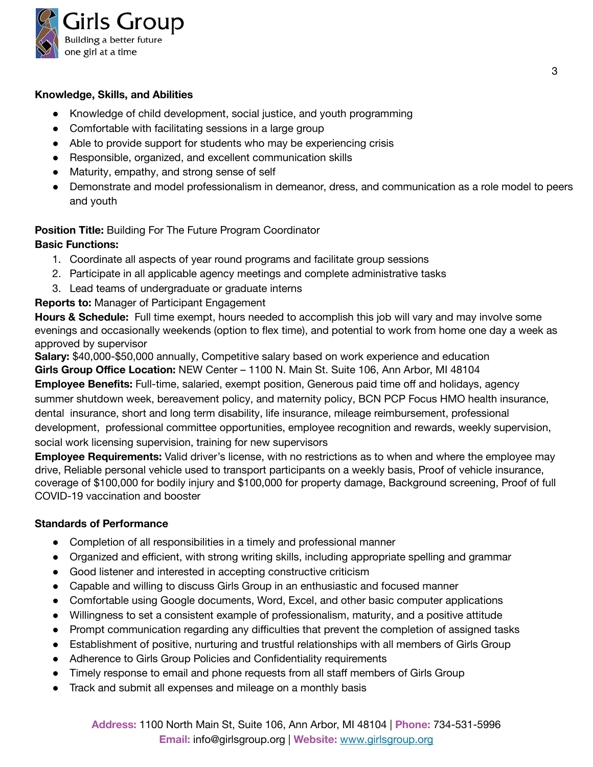**Knowledge, Skills, and Abilities**

- Knowledge of child development, social justice, and youth programming
- Comfortable with facilitating sessions in a large group
- Able to provide support for students who may be experiencing crisis
- Responsible, organized, and excellent communication skills
- Maturity, empathy, and strong sense of self
- Demonstrate and model professionalism in demeanor, dress, and communication as a role model to peers and youth

**Position Title:** Building For The Future Program Coordinator

**Basic Functions:**

1. Coordinate all aspects of year round programs and facilitate group sessions
2. Participate in all applicable agency meetings and complete administrative tasks
3. Lead teams of undergraduate or graduate interns

**Reports to:** Manager of Participant Engagement

**Hours & Schedule:** Full time exempt, hours needed to accomplish this job will vary and may involve some evenings and occasionally weekends (option to flex time), and potential to work from home one day a week as approved by supervisor

**Salary:** $40,000-$50,000 annually, Competitive salary based on work experience and education

**Girls Group Office Location:** NEW Center – 1100 N. Main St. Suite 106, Ann Arbor, MI 48104

**Employee Benefits:** Full-time, salaried, exempt position, Generous paid time off and holidays, agency summer shutdown week, bereavement policy, and maternity policy, BCN PCP Focus HMO health insurance, dental insurance, short and long term disability, life insurance, mileage reimbursement, professional development, professional committee opportunities, employee recognition and rewards, weekly supervision, social work licensing supervision, training for new supervisors

**Employee Requirements:** Valid driver's license, with no restrictions as to when and where the employee may drive, Reliable personal vehicle used to transport participants on a weekly basis, Proof of vehicle insurance, coverage of $100,000 for bodily injury and $100,000 for property damage, Background screening, Proof of full COVID-19 vaccination and booster

**Standards of Performance**

- Completion of all responsibilities in a timely and professional manner
- Organized and efficient, with strong writing skills, including appropriate spelling and grammar
- Good listener and interested in accepting constructive criticism
- Capable and willing to discuss Girls Group in an enthusiastic and focused manner
- Comfortable using Google documents, Word, Excel, and other basic computer applications
- Willingness to set a consistent example of professionalism, maturity, and a positive attitude
- Prompt communication regarding any difficulties that prevent the completion of assigned tasks
- Establishment of positive, nurturing and trustful relationships with all members of Girls Group
- Adherence to Girls Group Policies and Confidentiality requirements
- Timely response to email and phone requests from all staff members of Girls Group
- Track and submit all expenses and mileage on a monthly basis